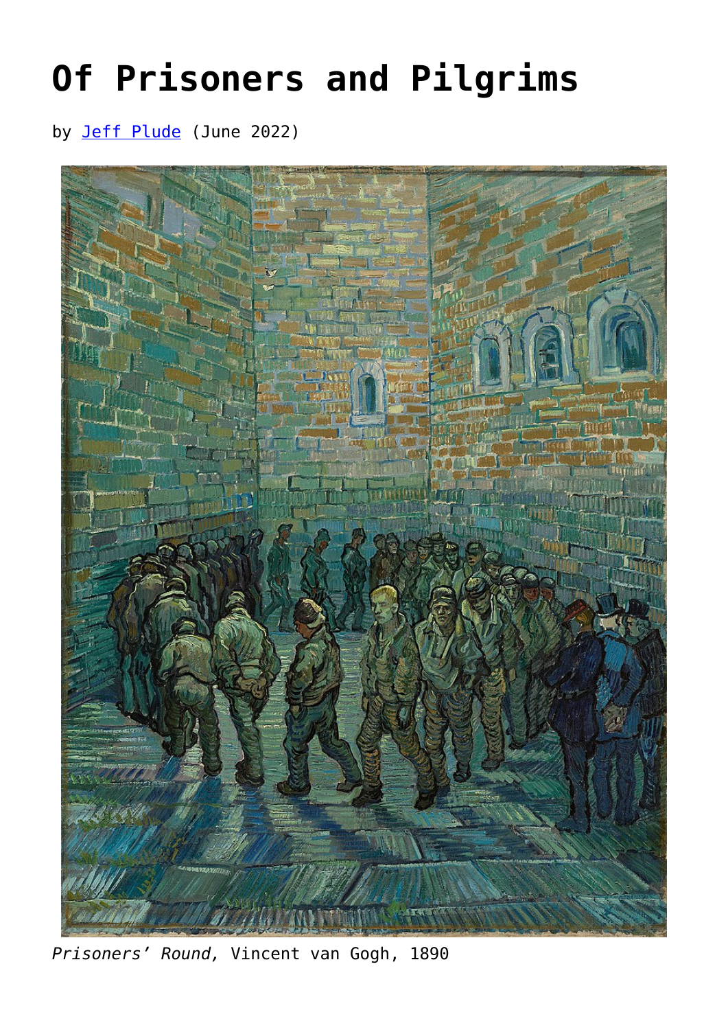# Of Prisoners and Pilgrims

by [Jeff Plude](Jeff Plude) (June 2022)

*Prisoners' Round,* Vincent van Gogh, 1890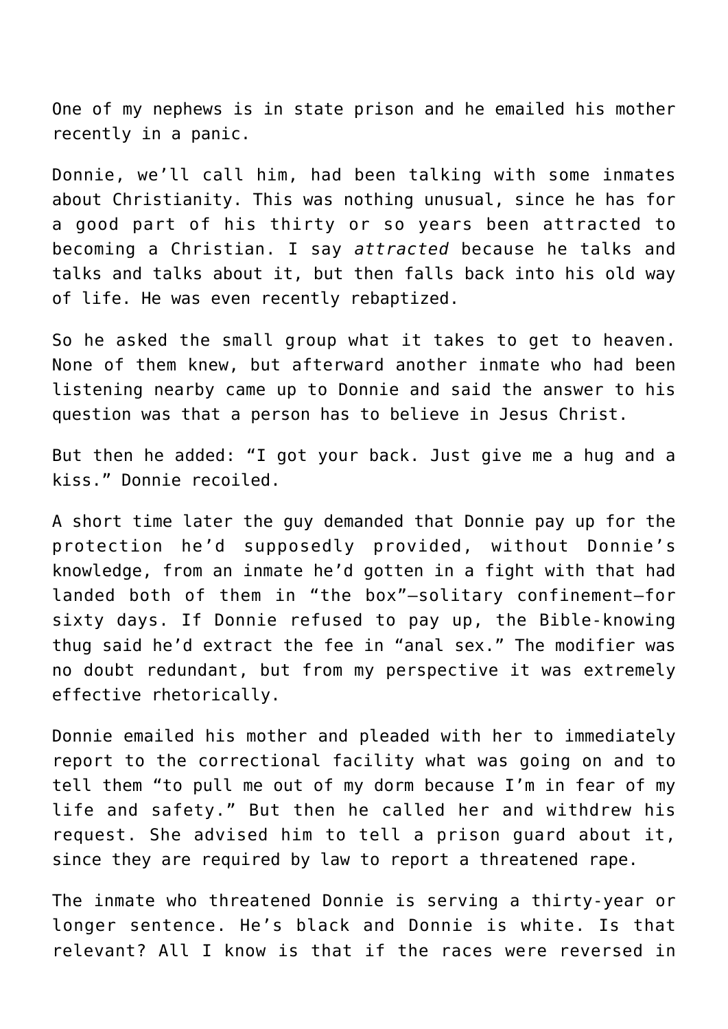One of my nephews is in state prison and he emailed his mother recently in a panic.

Donnie, we'll call him, had been talking with some inmates about Christianity. This was nothing unusual, since he has for a good part of his thirty or so years been attracted to becoming a Christian. I say *attracted* because he talks and talks and talks about it, but then falls back into his old way of life. He was even recently rebaptized.

So he asked the small group what it takes to get to heaven. None of them knew, but afterward another inmate who had been listening nearby came up to Donnie and said the answer to his question was that a person has to believe in Jesus Christ.

But then he added: "I got your back. Just give me a hug and a kiss." Donnie recoiled.

A short time later the guy demanded that Donnie pay up for the protection he'd supposedly provided, without Donnie's knowledge, from an inmate he'd gotten in a fight with that had landed both of them in "the box"—solitary confinement—for sixty days. If Donnie refused to pay up, the Bible-knowing thug said he'd extract the fee in "anal sex." The modifier was no doubt redundant, but from my perspective it was extremely effective rhetorically.

Donnie emailed his mother and pleaded with her to immediately report to the correctional facility what was going on and to tell them "to pull me out of my dorm because I'm in fear of my life and safety." But then he called her and withdrew his request. She advised him to tell a prison guard about it, since they are required by law to report a threatened rape.

The inmate who threatened Donnie is serving a thirty-year or longer sentence. He's black and Donnie is white. Is that relevant? All I know is that if the races were reversed in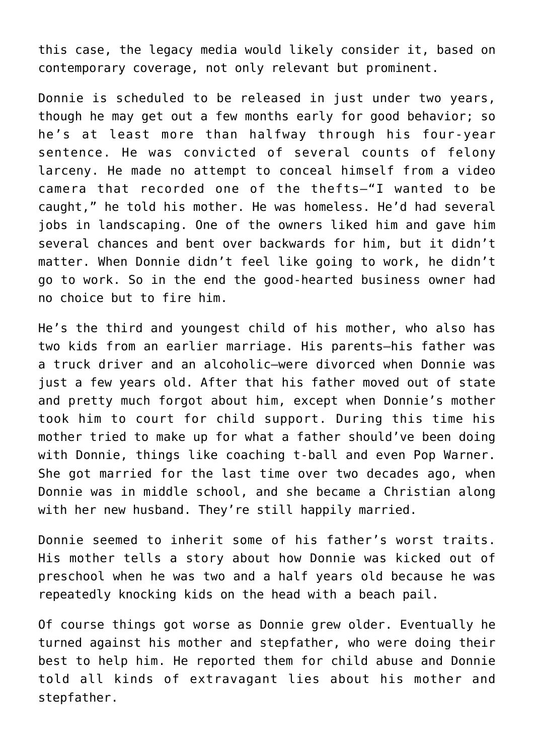this case, the legacy media would likely consider it, based on contemporary coverage, not only relevant but prominent.

Donnie is scheduled to be released in just under two years, though he may get out a few months early for good behavior; so he's at least more than halfway through his four-year sentence. He was convicted of several counts of felony larceny. He made no attempt to conceal himself from a video camera that recorded one of the thefts—"I wanted to be caught," he told his mother. He was homeless. He'd had several jobs in landscaping. One of the owners liked him and gave him several chances and bent over backwards for him, but it didn't matter. When Donnie didn't feel like going to work, he didn't go to work. So in the end the good-hearted business owner had no choice but to fire him.

He's the third and youngest child of his mother, who also has two kids from an earlier marriage. His parents—his father was a truck driver and an alcoholic—were divorced when Donnie was just a few years old. After that his father moved out of state and pretty much forgot about him, except when Donnie's mother took him to court for child support. During this time his mother tried to make up for what a father should've been doing with Donnie, things like coaching t-ball and even Pop Warner. She got married for the last time over two decades ago, when Donnie was in middle school, and she became a Christian along with her new husband. They're still happily married.

Donnie seemed to inherit some of his father's worst traits. His mother tells a story about how Donnie was kicked out of preschool when he was two and a half years old because he was repeatedly knocking kids on the head with a beach pail.

Of course things got worse as Donnie grew older. Eventually he turned against his mother and stepfather, who were doing their best to help him. He reported them for child abuse and Donnie told all kinds of extravagant lies about his mother and stepfather.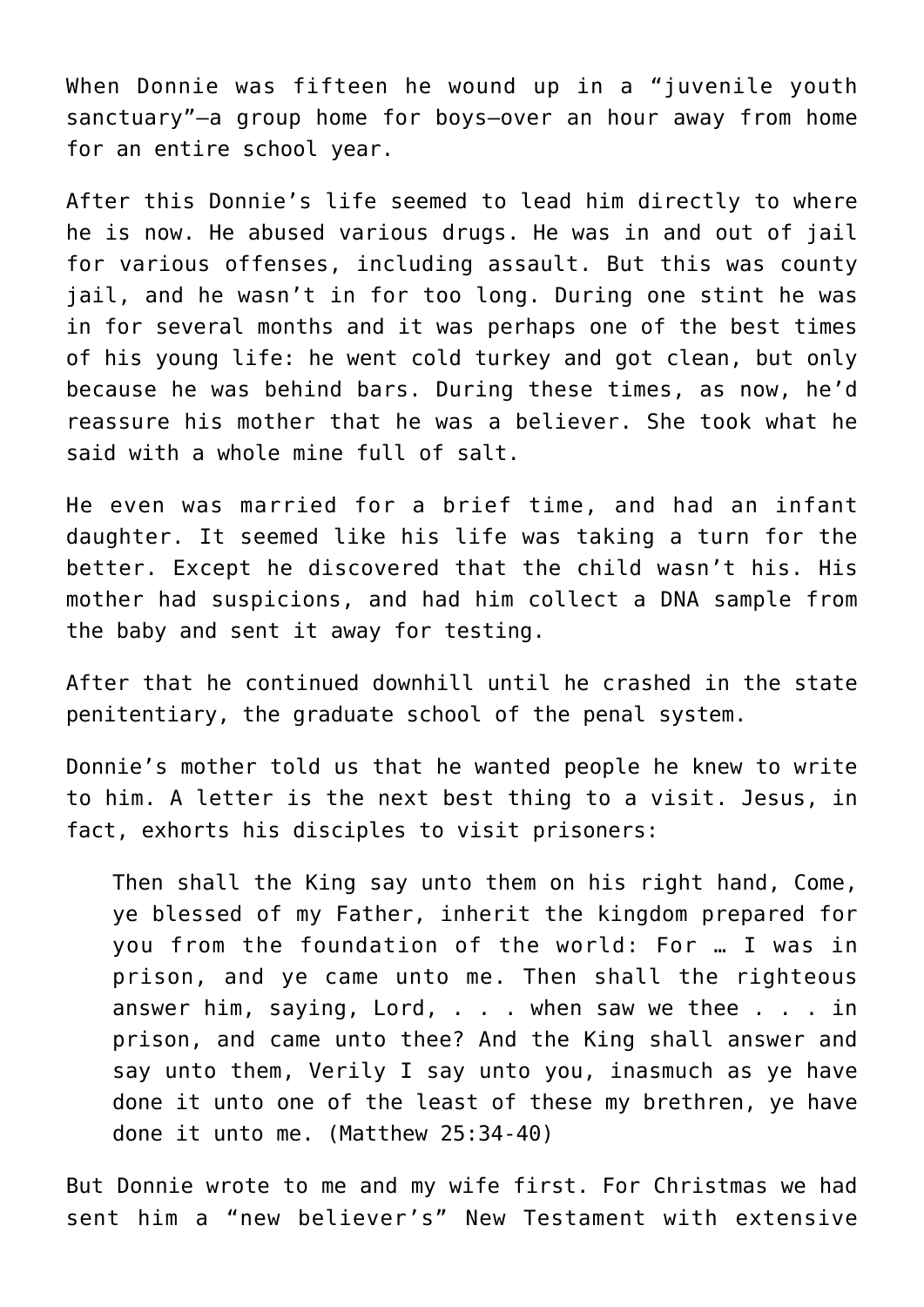When Donnie was fifteen he wound up in a "juvenile youth sanctuary"—a group home for boys—over an hour away from home for an entire school year.

After this Donnie's life seemed to lead him directly to where he is now. He abused various drugs. He was in and out of jail for various offenses, including assault. But this was county jail, and he wasn't in for too long. During one stint he was in for several months and it was perhaps one of the best times of his young life: he went cold turkey and got clean, but only because he was behind bars. During these times, as now, he'd reassure his mother that he was a believer. She took what he said with a whole mine full of salt.

He even was married for a brief time, and had an infant daughter. It seemed like his life was taking a turn for the better. Except he discovered that the child wasn't his. His mother had suspicions, and had him collect a DNA sample from the baby and sent it away for testing.

After that he continued downhill until he crashed in the state penitentiary, the graduate school of the penal system.

Donnie's mother told us that he wanted people he knew to write to him. A letter is the next best thing to a visit. Jesus, in fact, exhorts his disciples to visit prisoners:

> Then shall the King say unto them on his right hand, Come, ye blessed of my Father, inherit the kingdom prepared for you from the foundation of the world: For … I was in prison, and ye came unto me. Then shall the righteous answer him, saying, Lord, . . . when saw we thee . . . in prison, and came unto thee? And the King shall answer and say unto them, Verily I say unto you, inasmuch as ye have done it unto one of the least of these my brethren, ye have done it unto me. (Matthew 25:34-40)

But Donnie wrote to me and my wife first. For Christmas we had sent him a "new believer's" New Testament with extensive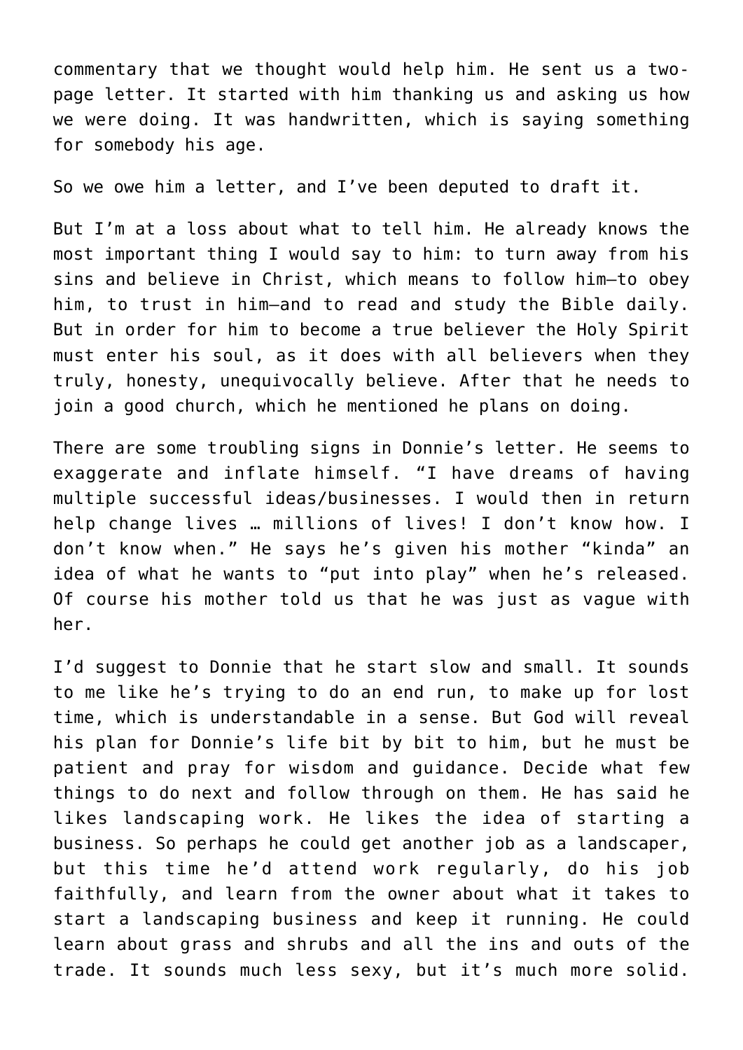commentary that we thought would help him. He sent us a two-page letter. It started with him thanking us and asking us how we were doing. It was handwritten, which is saying something for somebody his age.

So we owe him a letter, and I've been deputed to draft it.

But I'm at a loss about what to tell him. He already knows the most important thing I would say to him: to turn away from his sins and believe in Christ, which means to follow him—to obey him, to trust in him—and to read and study the Bible daily. But in order for him to become a true believer the Holy Spirit must enter his soul, as it does with all believers when they truly, honesty, unequivocally believe. After that he needs to join a good church, which he mentioned he plans on doing.

There are some troubling signs in Donnie's letter. He seems to exaggerate and inflate himself. "I have dreams of having multiple successful ideas/businesses. I would then in return help change lives … millions of lives! I don't know how. I don't know when." He says he's given his mother "kinda" an idea of what he wants to "put into play" when he's released. Of course his mother told us that he was just as vague with her.

I'd suggest to Donnie that he start slow and small. It sounds to me like he's trying to do an end run, to make up for lost time, which is understandable in a sense. But God will reveal his plan for Donnie's life bit by bit to him, but he must be patient and pray for wisdom and guidance. Decide what few things to do next and follow through on them. He has said he likes landscaping work. He likes the idea of starting a business. So perhaps he could get another job as a landscaper, but this time he'd attend work regularly, do his job faithfully, and learn from the owner about what it takes to start a landscaping business and keep it running. He could learn about grass and shrubs and all the ins and outs of the trade. It sounds much less sexy, but it's much more solid.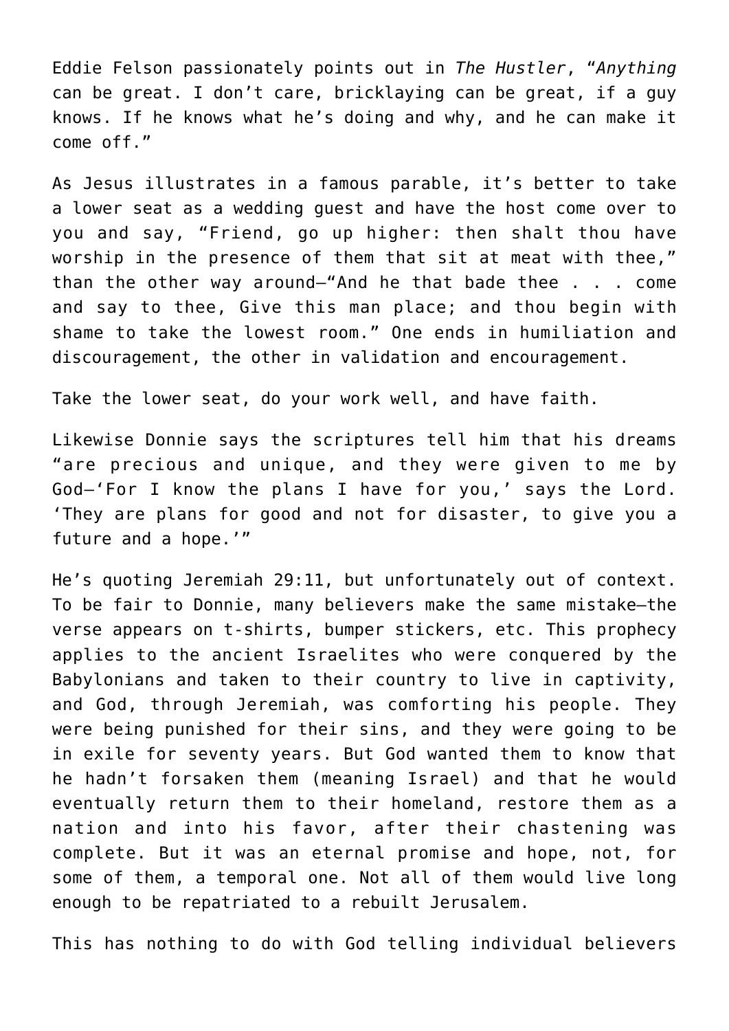Eddie Felson passionately points out in *The Hustler*, "*Anything* can be great. I don't care, bricklaying can be great, if a guy knows. If he knows what he's doing and why, and he can make it come off."

As Jesus illustrates in a famous parable, it's better to take a lower seat as a wedding guest and have the host come over to you and say, "Friend, go up higher: then shalt thou have worship in the presence of them that sit at meat with thee," than the other way around—"And he that bade thee . . . come and say to thee, Give this man place; and thou begin with shame to take the lowest room." One ends in humiliation and discouragement, the other in validation and encouragement.

Take the lower seat, do your work well, and have faith.

Likewise Donnie says the scriptures tell him that his dreams "are precious and unique, and they were given to me by God—'For I know the plans I have for you,' says the Lord. 'They are plans for good and not for disaster, to give you a future and a hope.'"

He's quoting Jeremiah 29:11, but unfortunately out of context. To be fair to Donnie, many believers make the same mistake—the verse appears on t-shirts, bumper stickers, etc. This prophecy applies to the ancient Israelites who were conquered by the Babylonians and taken to their country to live in captivity, and God, through Jeremiah, was comforting his people. They were being punished for their sins, and they were going to be in exile for seventy years. But God wanted them to know that he hadn't forsaken them (meaning Israel) and that he would eventually return them to their homeland, restore them as a nation and into his favor, after their chastening was complete. But it was an eternal promise and hope, not, for some of them, a temporal one. Not all of them would live long enough to be repatriated to a rebuilt Jerusalem.

This has nothing to do with God telling individual believers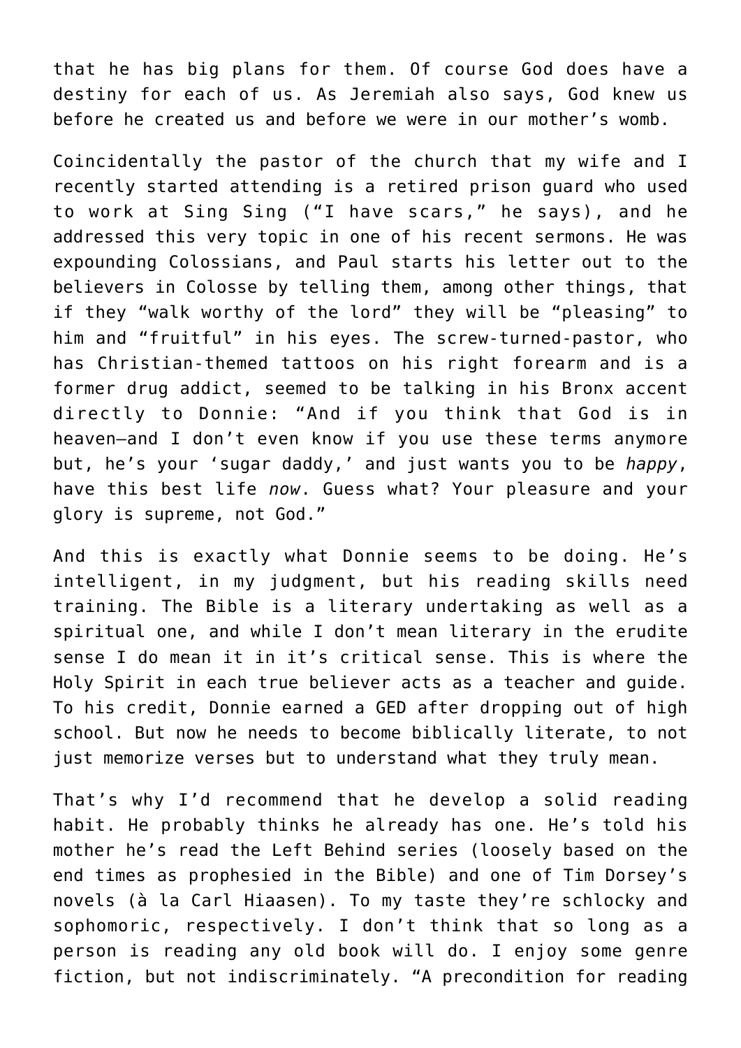that he has big plans for them. Of course God does have a destiny for each of us. As Jeremiah also says, God knew us before he created us and before we were in our mother's womb.

Coincidentally the pastor of the church that my wife and I recently started attending is a retired prison guard who used to work at Sing Sing ("I have scars," he says), and he addressed this very topic in one of his recent sermons. He was expounding Colossians, and Paul starts his letter out to the believers in Colosse by telling them, among other things, that if they "walk worthy of the lord" they will be "pleasing" to him and "fruitful" in his eyes. The screw-turned-pastor, who has Christian-themed tattoos on his right forearm and is a former drug addict, seemed to be talking in his Bronx accent directly to Donnie: "And if you think that God is in heaven—and I don't even know if you use these terms anymore but, he's your 'sugar daddy,' and just wants you to be *happy*, have this best life *now*. Guess what? Your pleasure and your glory is supreme, not God."

And this is exactly what Donnie seems to be doing. He's intelligent, in my judgment, but his reading skills need training. The Bible is a literary undertaking as well as a spiritual one, and while I don't mean literary in the erudite sense I do mean it in it's critical sense. This is where the Holy Spirit in each true believer acts as a teacher and guide. To his credit, Donnie earned a GED after dropping out of high school. But now he needs to become biblically literate, to not just memorize verses but to understand what they truly mean.

That's why I'd recommend that he develop a solid reading habit. He probably thinks he already has one. He's told his mother he's read the Left Behind series (loosely based on the end times as prophesied in the Bible) and one of Tim Dorsey's novels (à la Carl Hiaasen). To my taste they're schlocky and sophomoric, respectively. I don't think that so long as a person is reading any old book will do. I enjoy some genre fiction, but not indiscriminately. "A precondition for reading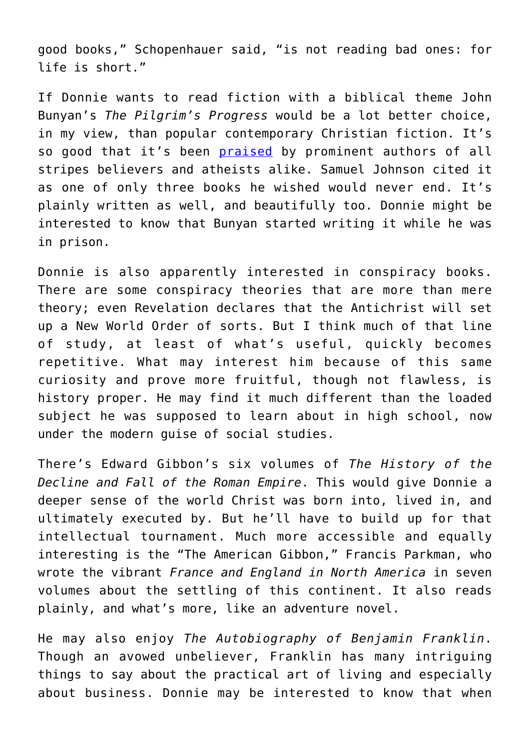good books," Schopenhauer said, "is not reading bad ones: for life is short."

If Donnie wants to read fiction with a biblical theme John Bunyan's *The Pilgrim's Progress* would be a lot better choice, in my view, than popular contemporary Christian fiction. It's so good that it's been praised by prominent authors of all stripes believers and atheists alike. Samuel Johnson cited it as one of only three books he wished would never end. It's plainly written as well, and beautifully too. Donnie might be interested to know that Bunyan started writing it while he was in prison.

Donnie is also apparently interested in conspiracy books. There are some conspiracy theories that are more than mere theory; even Revelation declares that the Antichrist will set up a New World Order of sorts. But I think much of that line of study, at least of what's useful, quickly becomes repetitive. What may interest him because of this same curiosity and prove more fruitful, though not flawless, is history proper. He may find it much different than the loaded subject he was supposed to learn about in high school, now under the modern guise of social studies.

There's Edward Gibbon's six volumes of *The History of the Decline and Fall of the Roman Empire*. This would give Donnie a deeper sense of the world Christ was born into, lived in, and ultimately executed by. But he'll have to build up for that intellectual tournament. Much more accessible and equally interesting is the "The American Gibbon," Francis Parkman, who wrote the vibrant *France and England in North America* in seven volumes about the settling of this continent. It also reads plainly, and what's more, like an adventure novel.

He may also enjoy *The Autobiography of Benjamin Franklin*. Though an avowed unbeliever, Franklin has many intriguing things to say about the practical art of living and especially about business. Donnie may be interested to know that when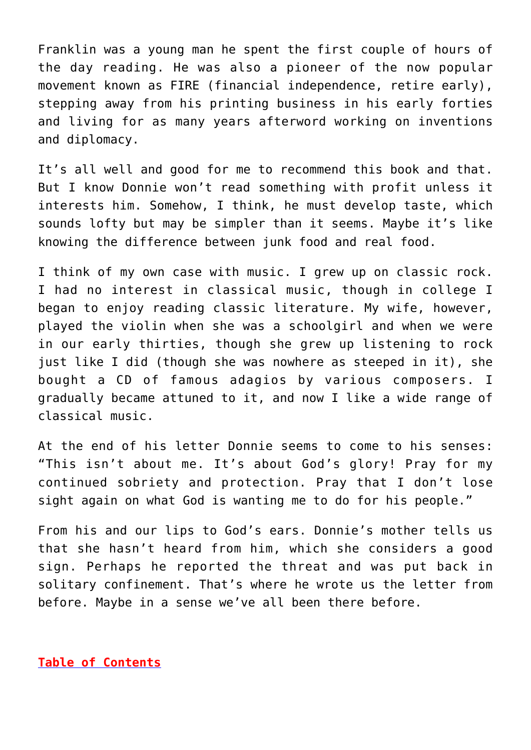Franklin was a young man he spent the first couple of hours of the day reading. He was also a pioneer of the now popular movement known as FIRE (financial independence, retire early), stepping away from his printing business in his early forties and living for as many years afterword working on inventions and diplomacy.

It's all well and good for me to recommend this book and that. But I know Donnie won't read something with profit unless it interests him. Somehow, I think, he must develop taste, which sounds lofty but may be simpler than it seems. Maybe it's like knowing the difference between junk food and real food.

I think of my own case with music. I grew up on classic rock. I had no interest in classical music, though in college I began to enjoy reading classic literature. My wife, however, played the violin when she was a schoolgirl and when we were in our early thirties, though she grew up listening to rock just like I did (though she was nowhere as steeped in it), she bought a CD of famous adagios by various composers. I gradually became attuned to it, and now I like a wide range of classical music.

At the end of his letter Donnie seems to come to his senses: "This isn't about me. It's about God's glory! Pray for my continued sobriety and protection. Pray that I don't lose sight again on what God is wanting me to do for his people."

From his and our lips to God's ears. Donnie's mother tells us that she hasn't heard from him, which she considers a good sign. Perhaps he reported the threat and was put back in solitary confinement. That's where he wrote us the letter from before. Maybe in a sense we've all been there before.

**Table of Contents**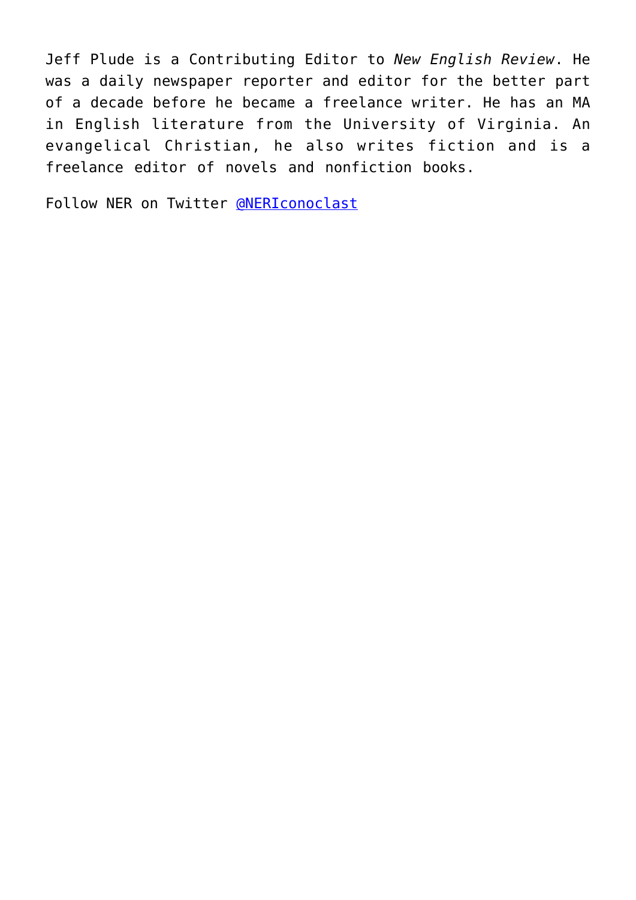Jeff Plude is a Contributing Editor to *New English Review*. He was a daily newspaper reporter and editor for the better part of a decade before he became a freelance writer. He has an MA in English literature from the University of Virginia. An evangelical Christian, he also writes fiction and is a freelance editor of novels and nonfiction books.

Follow NER on Twitter [@NERIconoclast]